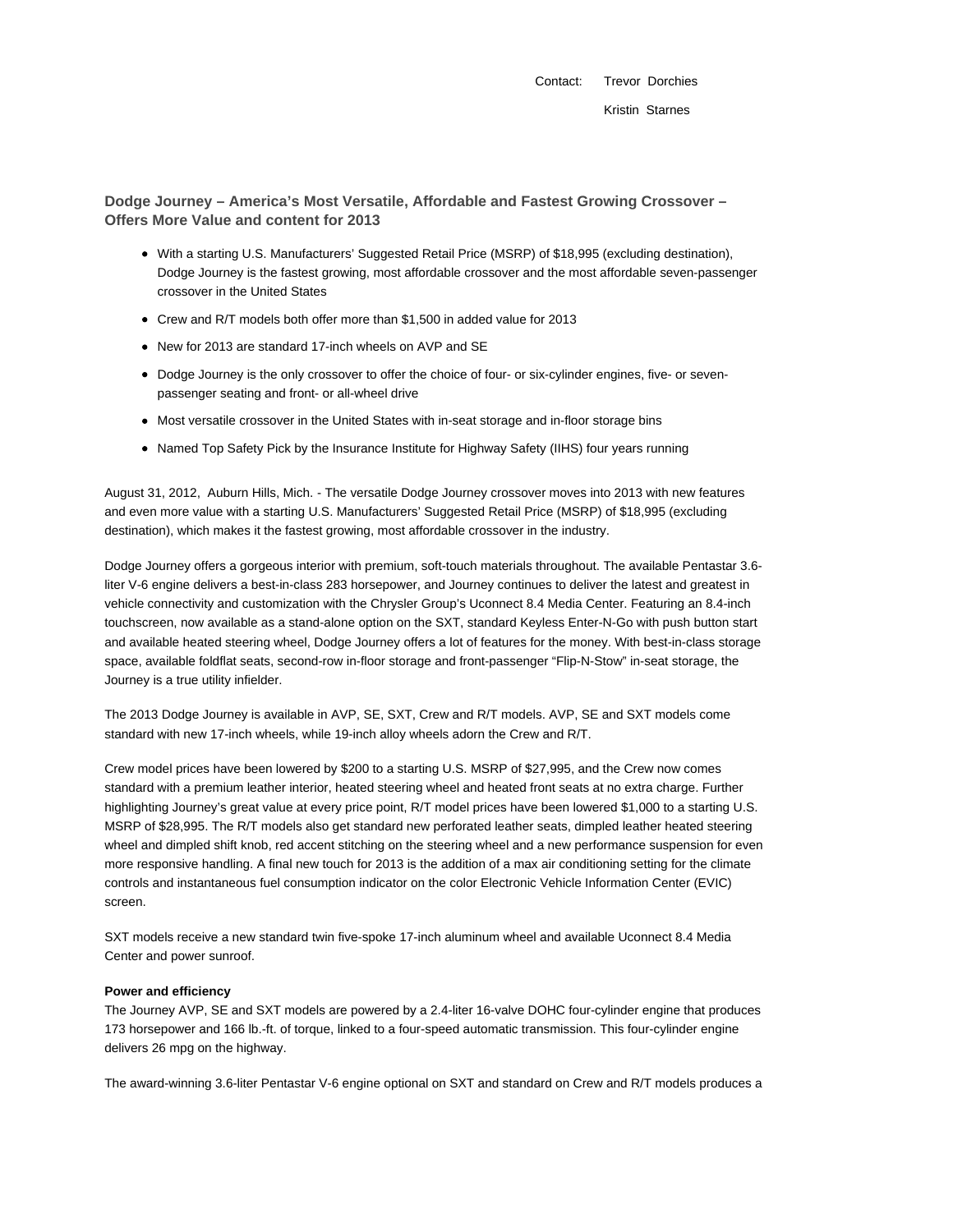Contact: Trevor Dorchies

Kristin Starnes

## Dodge Journey – America's Most Versatile, Affordable and Fastest Growing Crossover – Offers More Value and content for 2013

- With a starting U.S. Manufacturers' Suggested Retail Price (MSRP) of $18,995 (excluding destination), Dodge Journey is the fastest growing, most affordable crossover and the most affordable seven-passenger crossover in the United States
- Crew and R/T models both offer more than $1,500 in added value for 2013
- New for 2013 are standard 17-inch wheels on AVP and SE
- Dodge Journey is the only crossover to offer the choice of four- or six-cylinder engines, five- or seven-passenger seating and front- or all-wheel drive
- Most versatile crossover in the United States with in-seat storage and in-floor storage bins
- Named Top Safety Pick by the Insurance Institute for Highway Safety (IIHS) four years running

August 31, 2012, Auburn Hills, Mich. - The versatile Dodge Journey crossover moves into 2013 with new features and even more value with a starting U.S. Manufacturers' Suggested Retail Price (MSRP) of $18,995 (excluding destination), which makes it the fastest growing, most affordable crossover in the industry.

Dodge Journey offers a gorgeous interior with premium, soft-touch materials throughout. The available Pentastar 3.6-liter V-6 engine delivers a best-in-class 283 horsepower, and Journey continues to deliver the latest and greatest in vehicle connectivity and customization with the Chrysler Group's Uconnect 8.4 Media Center. Featuring an 8.4-inch touchscreen, now available as a stand-alone option on the SXT, standard Keyless Enter-N-Go with push button start and available heated steering wheel, Dodge Journey offers a lot of features for the money. With best-in-class storage space, available foldflat seats, second-row in-floor storage and front-passenger "Flip-N-Stow" in-seat storage, the Journey is a true utility infielder.

The 2013 Dodge Journey is available in AVP, SE, SXT, Crew and R/T models. AVP, SE and SXT models come standard with new 17-inch wheels, while 19-inch alloy wheels adorn the Crew and R/T.

Crew model prices have been lowered by $200 to a starting U.S. MSRP of $27,995, and the Crew now comes standard with a premium leather interior, heated steering wheel and heated front seats at no extra charge. Further highlighting Journey's great value at every price point, R/T model prices have been lowered $1,000 to a starting U.S. MSRP of $28,995. The R/T models also get standard new perforated leather seats, dimpled leather heated steering wheel and dimpled shift knob, red accent stitching on the steering wheel and a new performance suspension for even more responsive handling. A final new touch for 2013 is the addition of a max air conditioning setting for the climate controls and instantaneous fuel consumption indicator on the color Electronic Vehicle Information Center (EVIC) screen.

SXT models receive a new standard twin five-spoke 17-inch aluminum wheel and available Uconnect 8.4 Media Center and power sunroof.

**Power and efficiency**

The Journey AVP, SE and SXT models are powered by a 2.4-liter 16-valve DOHC four-cylinder engine that produces 173 horsepower and 166 lb.-ft. of torque, linked to a four-speed automatic transmission. This four-cylinder engine delivers 26 mpg on the highway.

The award-winning 3.6-liter Pentastar V-6 engine optional on SXT and standard on Crew and R/T models produces a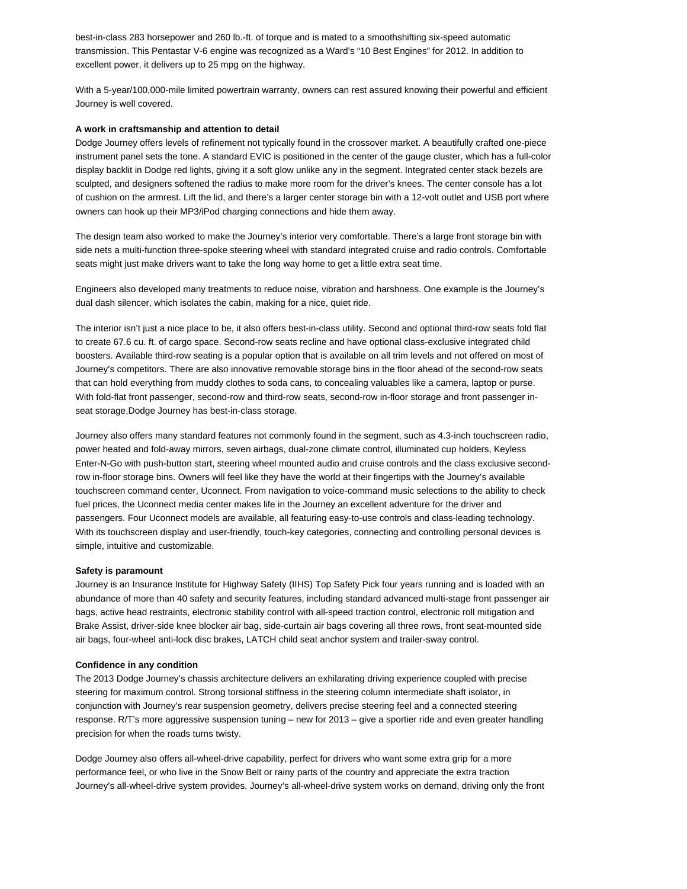best-in-class 283 horsepower and 260 lb.-ft. of torque and is mated to a smoothshifting six-speed automatic transmission. This Pentastar V-6 engine was recognized as a Ward's "10 Best Engines" for 2012. In addition to excellent power, it delivers up to 25 mpg on the highway.

With a 5-year/100,000-mile limited powertrain warranty, owners can rest assured knowing their powerful and efficient Journey is well covered.

**A work in craftsmanship and attention to detail**

Dodge Journey offers levels of refinement not typically found in the crossover market. A beautifully crafted one-piece instrument panel sets the tone. A standard EVIC is positioned in the center of the gauge cluster, which has a full-color display backlit in Dodge red lights, giving it a soft glow unlike any in the segment. Integrated center stack bezels are sculpted, and designers softened the radius to make more room for the driver's knees. The center console has a lot of cushion on the armrest. Lift the lid, and there's a larger center storage bin with a 12-volt outlet and USB port where owners can hook up their MP3/iPod charging connections and hide them away.

The design team also worked to make the Journey's interior very comfortable. There's a large front storage bin with side nets a multi-function three-spoke steering wheel with standard integrated cruise and radio controls. Comfortable seats might just make drivers want to take the long way home to get a little extra seat time.

Engineers also developed many treatments to reduce noise, vibration and harshness. One example is the Journey's dual dash silencer, which isolates the cabin, making for a nice, quiet ride.

The interior isn't just a nice place to be, it also offers best-in-class utility. Second and optional third-row seats fold flat to create 67.6 cu. ft. of cargo space. Second-row seats recline and have optional class-exclusive integrated child boosters. Available third-row seating is a popular option that is available on all trim levels and not offered on most of Journey's competitors. There are also innovative removable storage bins in the floor ahead of the second-row seats that can hold everything from muddy clothes to soda cans, to concealing valuables like a camera, laptop or purse. With fold-flat front passenger, second-row and third-row seats, second-row in-floor storage and front passenger in-seat storage,Dodge Journey has best-in-class storage.

Journey also offers many standard features not commonly found in the segment, such as 4.3-inch touchscreen radio, power heated and fold-away mirrors, seven airbags, dual-zone climate control, illuminated cup holders, Keyless Enter-N-Go with push-button start, steering wheel mounted audio and cruise controls and the class exclusive second-row in-floor storage bins. Owners will feel like they have the world at their fingertips with the Journey's available touchscreen command center, Uconnect. From navigation to voice-command music selections to the ability to check fuel prices, the Uconnect media center makes life in the Journey an excellent adventure for the driver and passengers. Four Uconnect models are available, all featuring easy-to-use controls and class-leading technology. With its touchscreen display and user-friendly, touch-key categories, connecting and controlling personal devices is simple, intuitive and customizable.

**Safety is paramount**

Journey is an Insurance Institute for Highway Safety (IIHS) Top Safety Pick four years running and is loaded with an abundance of more than 40 safety and security features, including standard advanced multi-stage front passenger air bags, active head restraints, electronic stability control with all-speed traction control, electronic roll mitigation and Brake Assist, driver-side knee blocker air bag, side-curtain air bags covering all three rows, front seat-mounted side air bags, four-wheel anti-lock disc brakes, LATCH child seat anchor system and trailer-sway control.

**Confidence in any condition**

The 2013 Dodge Journey's chassis architecture delivers an exhilarating driving experience coupled with precise steering for maximum control. Strong torsional stiffness in the steering column intermediate shaft isolator, in conjunction with Journey's rear suspension geometry, delivers precise steering feel and a connected steering response. R/T's more aggressive suspension tuning – new for 2013 – give a sportier ride and even greater handling precision for when the roads turns twisty.

Dodge Journey also offers all-wheel-drive capability, perfect for drivers who want some extra grip for a more performance feel, or who live in the Snow Belt or rainy parts of the country and appreciate the extra traction Journey's all-wheel-drive system provides. Journey's all-wheel-drive system works on demand, driving only the front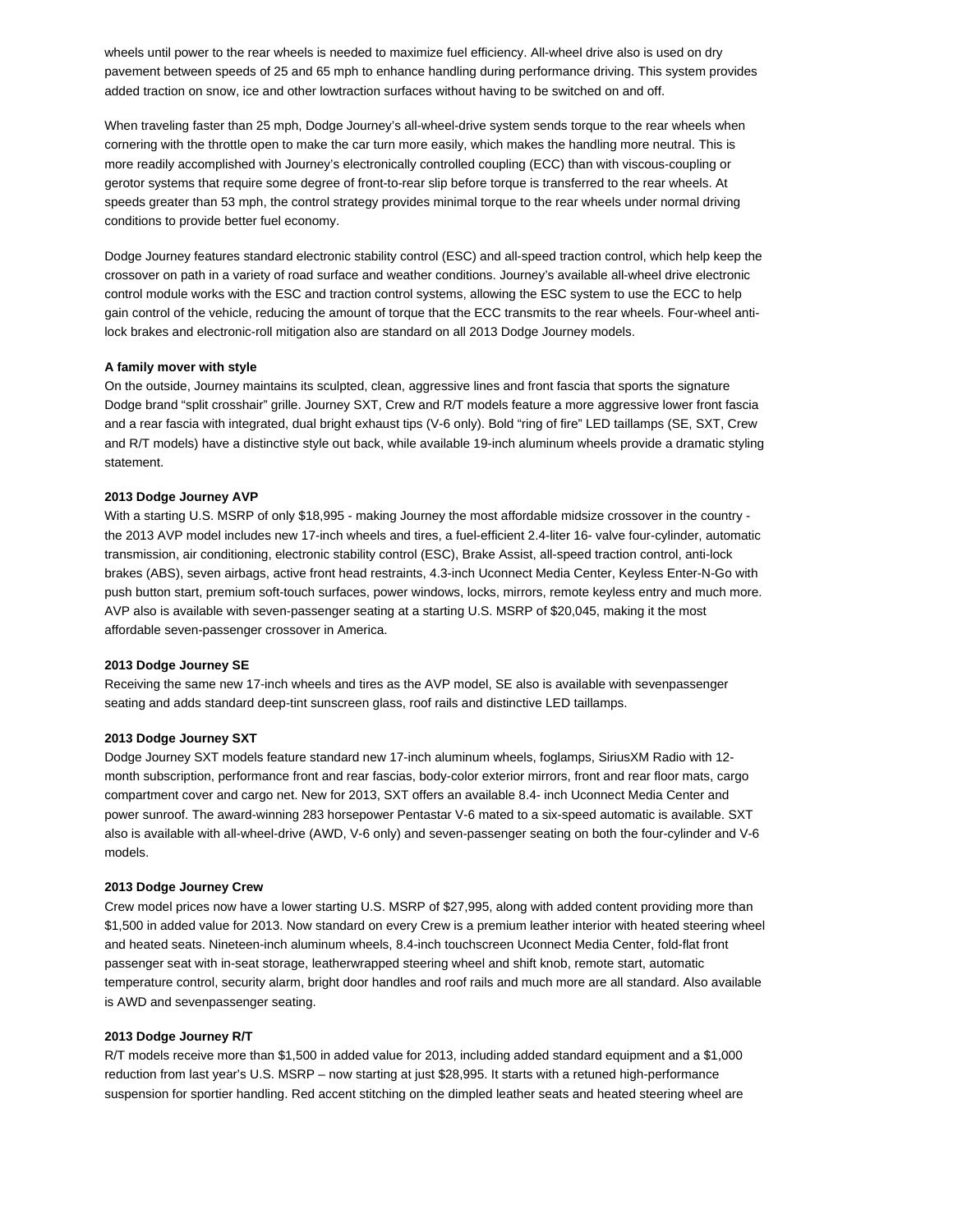wheels until power to the rear wheels is needed to maximize fuel efficiency. All-wheel drive also is used on dry pavement between speeds of 25 and 65 mph to enhance handling during performance driving. This system provides added traction on snow, ice and other lowtraction surfaces without having to be switched on and off.

When traveling faster than 25 mph, Dodge Journey's all-wheel-drive system sends torque to the rear wheels when cornering with the throttle open to make the car turn more easily, which makes the handling more neutral. This is more readily accomplished with Journey's electronically controlled coupling (ECC) than with viscous-coupling or gerotor systems that require some degree of front-to-rear slip before torque is transferred to the rear wheels. At speeds greater than 53 mph, the control strategy provides minimal torque to the rear wheels under normal driving conditions to provide better fuel economy.

Dodge Journey features standard electronic stability control (ESC) and all-speed traction control, which help keep the crossover on path in a variety of road surface and weather conditions. Journey's available all-wheel drive electronic control module works with the ESC and traction control systems, allowing the ESC system to use the ECC to help gain control of the vehicle, reducing the amount of torque that the ECC transmits to the rear wheels. Four-wheel anti-lock brakes and electronic-roll mitigation also are standard on all 2013 Dodge Journey models.

**A family mover with style**

On the outside, Journey maintains its sculpted, clean, aggressive lines and front fascia that sports the signature Dodge brand "split crosshair" grille. Journey SXT, Crew and R/T models feature a more aggressive lower front fascia and a rear fascia with integrated, dual bright exhaust tips (V-6 only). Bold "ring of fire" LED taillamps (SE, SXT, Crew and R/T models) have a distinctive style out back, while available 19-inch aluminum wheels provide a dramatic styling statement.

**2013 Dodge Journey AVP**

With a starting U.S. MSRP of only $18,995 - making Journey the most affordable midsize crossover in the country - the 2013 AVP model includes new 17-inch wheels and tires, a fuel-efficient 2.4-liter 16- valve four-cylinder, automatic transmission, air conditioning, electronic stability control (ESC), Brake Assist, all-speed traction control, anti-lock brakes (ABS), seven airbags, active front head restraints, 4.3-inch Uconnect Media Center, Keyless Enter-N-Go with push button start, premium soft-touch surfaces, power windows, locks, mirrors, remote keyless entry and much more. AVP also is available with seven-passenger seating at a starting U.S. MSRP of $20,045, making it the most affordable seven-passenger crossover in America.

**2013 Dodge Journey SE**

Receiving the same new 17-inch wheels and tires as the AVP model, SE also is available with sevenpassenger seating and adds standard deep-tint sunscreen glass, roof rails and distinctive LED taillamps.

**2013 Dodge Journey SXT**

Dodge Journey SXT models feature standard new 17-inch aluminum wheels, foglamps, SiriusXM Radio with 12-month subscription, performance front and rear fascias, body-color exterior mirrors, front and rear floor mats, cargo compartment cover and cargo net. New for 2013, SXT offers an available 8.4- inch Uconnect Media Center and power sunroof. The award-winning 283 horsepower Pentastar V-6 mated to a six-speed automatic is available. SXT also is available with all-wheel-drive (AWD, V-6 only) and seven-passenger seating on both the four-cylinder and V-6 models.

**2013 Dodge Journey Crew**

Crew model prices now have a lower starting U.S. MSRP of $27,995, along with added content providing more than $1,500 in added value for 2013. Now standard on every Crew is a premium leather interior with heated steering wheel and heated seats. Nineteen-inch aluminum wheels, 8.4-inch touchscreen Uconnect Media Center, fold-flat front passenger seat with in-seat storage, leatherwrapped steering wheel and shift knob, remote start, automatic temperature control, security alarm, bright door handles and roof rails and much more are all standard. Also available is AWD and sevenpassenger seating.

**2013 Dodge Journey R/T**

R/T models receive more than $1,500 in added value for 2013, including added standard equipment and a $1,000 reduction from last year's U.S. MSRP – now starting at just $28,995. It starts with a retuned high-performance suspension for sportier handling. Red accent stitching on the dimpled leather seats and heated steering wheel are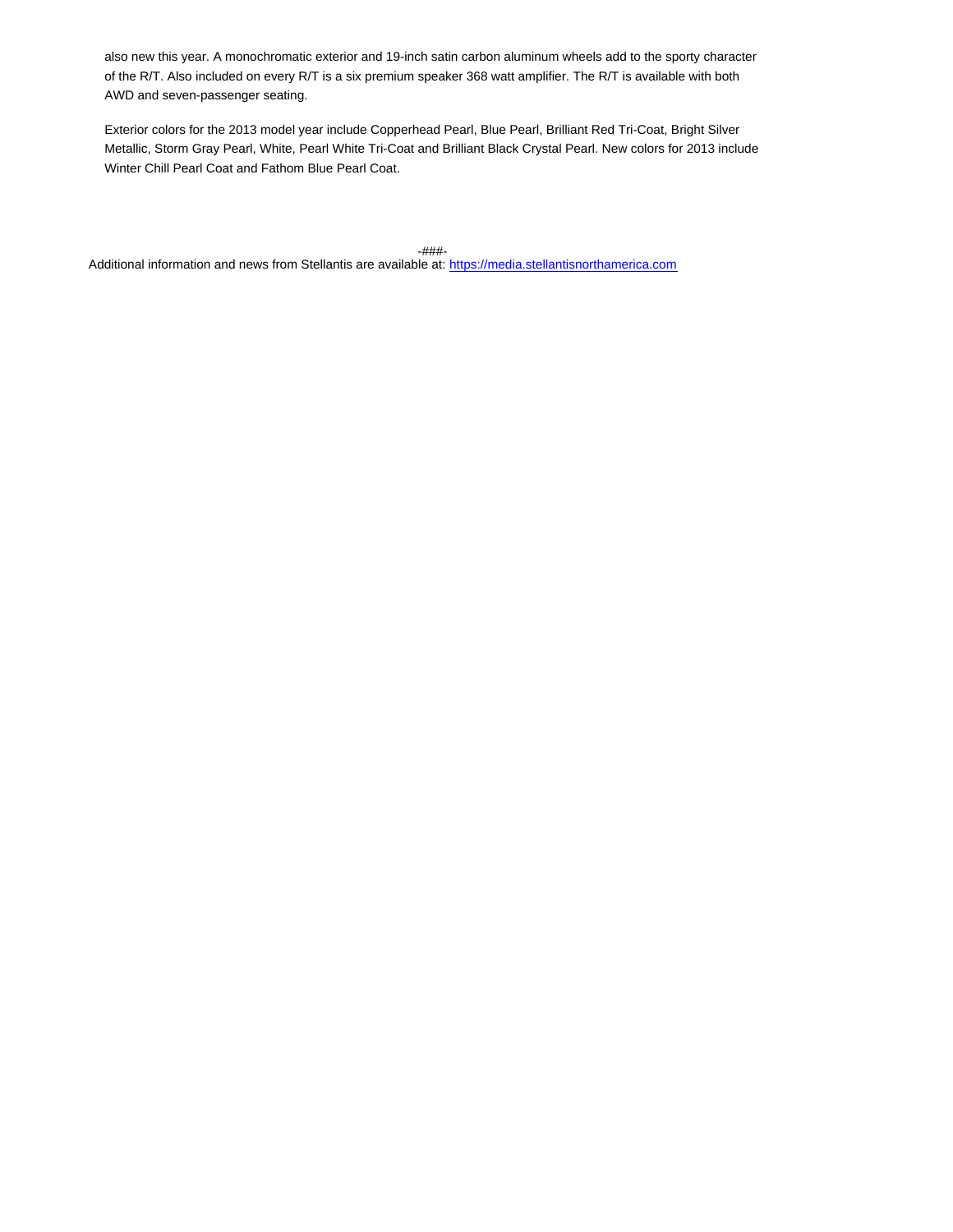also new this year. A monochromatic exterior and 19-inch satin carbon aluminum wheels add to the sporty character of the R/T. Also included on every R/T is a six premium speaker 368 watt amplifier. The R/T is available with both AWD and seven-passenger seating.

Exterior colors for the 2013 model year include Copperhead Pearl, Blue Pearl, Brilliant Red Tri-Coat, Bright Silver Metallic, Storm Gray Pearl, White, Pearl White Tri-Coat and Brilliant Black Crystal Pearl. New colors for 2013 include Winter Chill Pearl Coat and Fathom Blue Pearl Coat.

-###-

Additional information and news from Stellantis are available at: https://media.stellantisnorthamerica.com